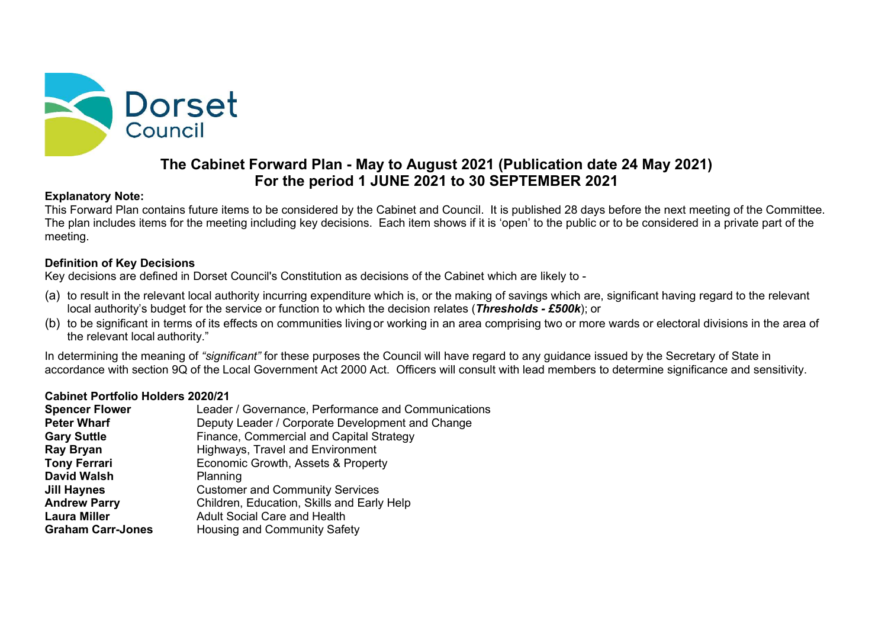Dorset Council

# The Cabinet Forward Plan - May to August 2021 (Publication date 24 May 2021)
# For the period 1 JUNE 2021 to 30 SEPTEMBER 2021

**Explanatory Note:**

This Forward Plan contains future items to be considered by the Cabinet and Council. It is published 28 days before the next meeting of the Committee. The plan includes items for the meeting including key decisions. Each item shows if it is 'open' to the public or to be considered in a private part of the meeting.

**Definition of Key Decisions**

Key decisions are defined in Dorset Council's Constitution as decisions of the Cabinet which are likely to -

(a) to result in the relevant local authority incurring expenditure which is, or the making of savings which are, significant having regard to the relevant local authority's budget for the service or function to which the decision relates (***Thresholds - £500k***); or

(b) to be significant in terms of its effects on communities living or working in an area comprising two or more wards or electoral divisions in the area of the relevant local authority."

In determining the meaning of *"significant"* for these purposes the Council will have regard to any guidance issued by the Secretary of State in accordance with section 9Q of the Local Government Act 2000 Act. Officers will consult with lead members to determine significance and sensitivity.

**Cabinet Portfolio Holders 2020/21**

| | |
|---|---|
| **Spencer Flower** | Leader / Governance, Performance and Communications |
| **Peter Wharf** | Deputy Leader / Corporate Development and Change |
| **Gary Suttle** | Finance, Commercial and Capital Strategy |
| **Ray Bryan** | Highways, Travel and Environment |
| **Tony Ferrari** | Economic Growth, Assets & Property |
| **David Walsh** | Planning |
| **Jill Haynes** | Customer and Community Services |
| **Andrew Parry** | Children, Education, Skills and Early Help |
| **Laura Miller** | Adult Social Care and Health |
| **Graham Carr-Jones** | Housing and Community Safety |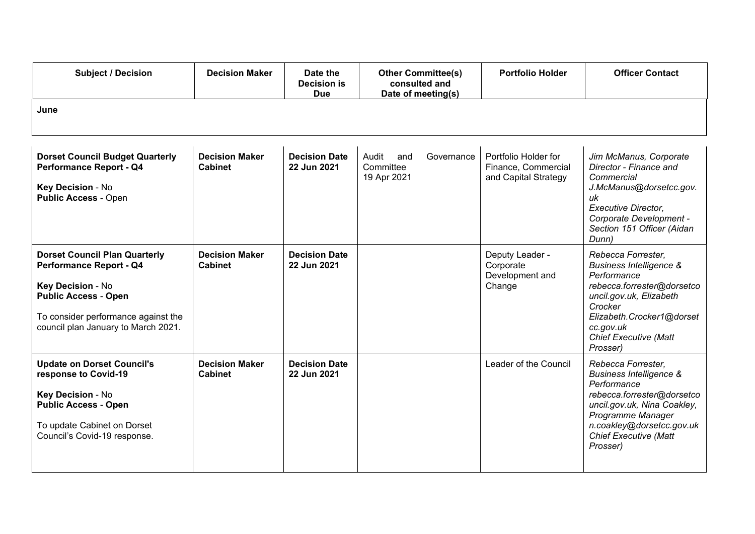| Subject / Decision | Decision Maker | Date the Decision is Due | Other Committee(s) consulted and Date of meeting(s) | Portfolio Holder | Officer Contact |
|---|---|---|---|---|---|
| **June** | | | | | |
| **Dorset Council Budget Quarterly Performance Report - Q4**<br><br>**Key Decision** - No<br>**Public Access** - Open | **Decision Maker Cabinet** | **Decision Date 22 Jun 2021** | Audit and Governance Committee 19 Apr 2021 | Portfolio Holder for Finance, Commercial and Capital Strategy | *Jim McManus, Corporate Director - Finance and Commercial J.McManus@dorsetcc.gov.uk Executive Director, Corporate Development - Section 151 Officer (Aidan Dunn)* |
| **Dorset Council Plan Quarterly Performance Report - Q4**<br><br>**Key Decision** - No<br>**Public Access** - **Open**<br><br>To consider performance against the council plan January to March 2021. | **Decision Maker Cabinet** | **Decision Date 22 Jun 2021** | | Deputy Leader - Corporate Development and Change | *Rebecca Forrester, Business Intelligence & Performance rebecca.forrester@dorsetcouncil.gov.uk, Elizabeth Crocker Elizabeth.Crocker1@dorsetcc.gov.uk Chief Executive (Matt Prosser)* |
| **Update on Dorset Council's response to Covid-19**<br><br>**Key Decision** - No<br>**Public Access** - **Open**<br><br>To update Cabinet on Dorset Council's Covid-19 response. | **Decision Maker Cabinet** | **Decision Date 22 Jun 2021** | | Leader of the Council | *Rebecca Forrester, Business Intelligence & Performance rebecca.forrester@dorsetcouncil.gov.uk, Nina Coakley, Programme Manager n.coakley@dorsetcc.gov.uk Chief Executive (Matt Prosser)* |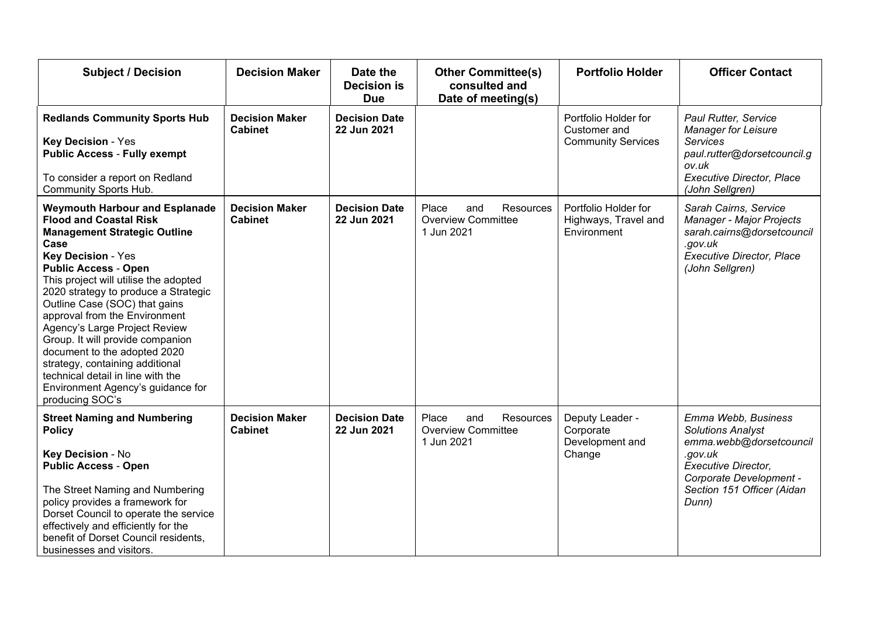| Subject / Decision | Decision Maker | Date the Decision is Due | Other Committee(s) consulted and Date of meeting(s) | Portfolio Holder | Officer Contact |
|---|---|---|---|---|---|
| **Redlands Community Sports Hub**<br><br>**Key Decision** - Yes<br>**Public Access** - **Fully exempt**<br><br>To consider a report on Redland Community Sports Hub. | **Decision Maker Cabinet** | **Decision Date 22 Jun 2021** | | Portfolio Holder for Customer and Community Services | *Paul Rutter, Service Manager for Leisure Services*<br>*paul.rutter@dorsetcouncil.gov.uk*<br>*Executive Director, Place (John Sellgren)* |
| **Weymouth Harbour and Esplanade Flood and Coastal Risk Management Strategic Outline Case**<br>**Key Decision** - Yes<br>**Public Access** - **Open**<br>This project will utilise the adopted 2020 strategy to produce a Strategic Outline Case (SOC) that gains approval from the Environment Agency's Large Project Review Group. It will provide companion document to the adopted 2020 strategy, containing additional technical detail in line with the Environment Agency's guidance for producing SOC's | **Decision Maker Cabinet** | **Decision Date 22 Jun 2021** | Place and Resources Overview Committee<br>1 Jun 2021 | Portfolio Holder for Highways, Travel and Environment | *Sarah Cairns, Service Manager - Major Projects*<br>*sarah.cairns@dorsetcouncil.gov.uk*<br>*Executive Director, Place (John Sellgren)* |
| **Street Naming and Numbering Policy**<br><br>**Key Decision** - No<br>**Public Access** - **Open**<br><br>The Street Naming and Numbering policy provides a framework for Dorset Council to operate the service effectively and efficiently for the benefit of Dorset Council residents, businesses and visitors. | **Decision Maker Cabinet** | **Decision Date 22 Jun 2021** | Place and Resources Overview Committee<br>1 Jun 2021 | Deputy Leader - Corporate Development and Change | *Emma Webb, Business Solutions Analyst*<br>*emma.webb@dorsetcouncil.gov.uk*<br>*Executive Director, Corporate Development - Section 151 Officer (Aidan Dunn)* |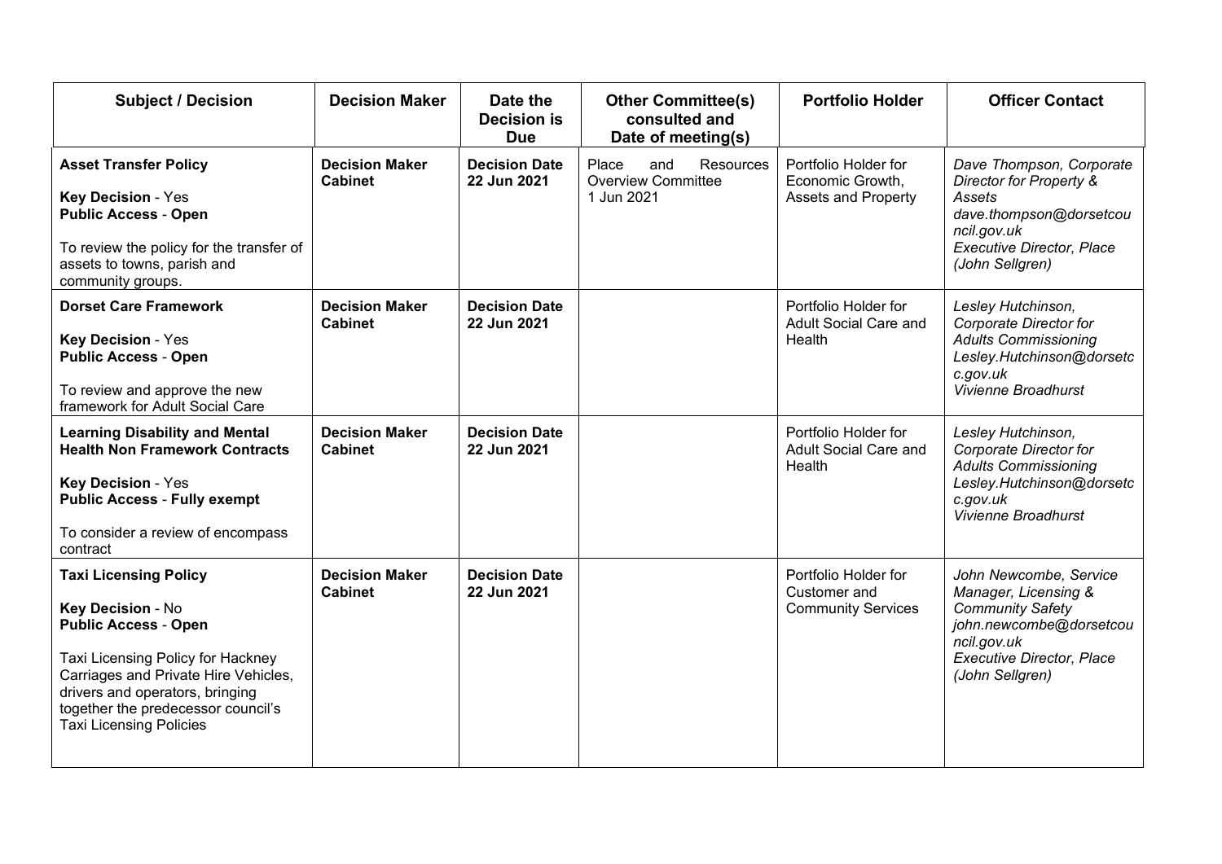| Subject / Decision | Decision Maker | Date the Decision is Due | Other Committee(s) consulted and Date of meeting(s) | Portfolio Holder | Officer Contact |
|---|---|---|---|---|---|
| **Asset Transfer Policy**<br><br>**Key Decision** - Yes<br>**Public Access** - **Open**<br><br>To review the policy for the transfer of assets to towns, parish and community groups. | **Decision Maker Cabinet** | **Decision Date 22 Jun 2021** | Place and Resources Overview Committee<br>1 Jun 2021 | Portfolio Holder for Economic Growth, Assets and Property | *Dave Thompson, Corporate Director for Property & Assets*<br>*dave.thompson@dorsetcouncil.gov.uk*<br>*Executive Director, Place (John Sellgren)* |
| **Dorset Care Framework**<br><br>**Key Decision** - Yes<br>**Public Access** - **Open**<br><br>To review and approve the new framework for Adult Social Care | **Decision Maker Cabinet** | **Decision Date 22 Jun 2021** | | Portfolio Holder for Adult Social Care and Health | *Lesley Hutchinson, Corporate Director for Adults Commissioning*<br>*Lesley.Hutchinson@dorsetc c.gov.uk*<br>*Vivienne Broadhurst* |
| **Learning Disability and Mental Health Non Framework Contracts**<br><br>**Key Decision** - Yes<br>**Public Access** - **Fully exempt**<br><br>To consider a review of encompass contract | **Decision Maker Cabinet** | **Decision Date 22 Jun 2021** | | Portfolio Holder for Adult Social Care and Health | *Lesley Hutchinson, Corporate Director for Adults Commissioning*<br>*Lesley.Hutchinson@dorsetc c.gov.uk*<br>*Vivienne Broadhurst* |
| **Taxi Licensing Policy**<br><br>**Key Decision** - No<br>**Public Access** - **Open**<br><br>Taxi Licensing Policy for Hackney Carriages and Private Hire Vehicles, drivers and operators, bringing together the predecessor council's Taxi Licensing Policies | **Decision Maker Cabinet** | **Decision Date 22 Jun 2021** | | Portfolio Holder for Customer and Community Services | *John Newcombe, Service Manager, Licensing & Community Safety*<br>*john.newcombe@dorsetcouncil.gov.uk*<br>*Executive Director, Place (John Sellgren)* |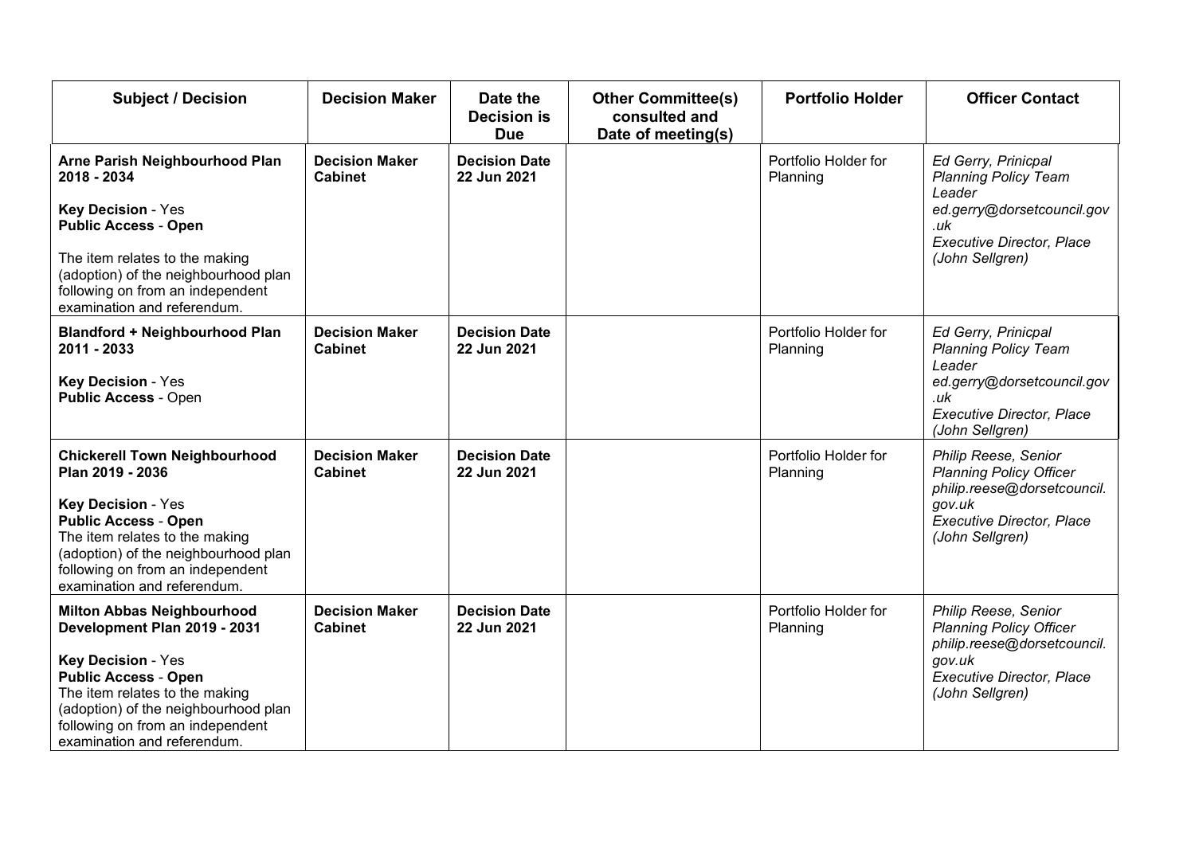| Subject / Decision | Decision Maker | Date the Decision is Due | Other Committee(s) consulted and Date of meeting(s) | Portfolio Holder | Officer Contact |
|---|---|---|---|---|---|
| **Arne Parish Neighbourhood Plan 2018 - 2034**<br><br>**Key Decision** - Yes<br>**Public Access** - **Open**<br><br>The item relates to the making (adoption) of the neighbourhood plan following on from an independent examination and referendum. | **Decision Maker Cabinet** | **Decision Date 22 Jun 2021** | | Portfolio Holder for Planning | *Ed Gerry, Prinicpal Planning Policy Team Leader*<br>*ed.gerry@dorsetcouncil.gov.uk*<br>*Executive Director, Place (John Sellgren)* |
| **Blandford + Neighbourhood Plan 2011 - 2033**<br><br>**Key Decision** - Yes<br>**Public Access** - Open | **Decision Maker Cabinet** | **Decision Date 22 Jun 2021** | | Portfolio Holder for Planning | *Ed Gerry, Prinicpal Planning Policy Team Leader*<br>*ed.gerry@dorsetcouncil.gov.uk*<br>*Executive Director, Place (John Sellgren)* |
| **Chickerell Town Neighbourhood Plan 2019 - 2036**<br><br>**Key Decision** - Yes<br>**Public Access** - **Open**<br>The item relates to the making (adoption) of the neighbourhood plan following on from an independent examination and referendum. | **Decision Maker Cabinet** | **Decision Date 22 Jun 2021** | | Portfolio Holder for Planning | *Philip Reese, Senior Planning Policy Officer*<br>*philip.reese@dorsetcouncil.gov.uk*<br>*Executive Director, Place (John Sellgren)* |
| **Milton Abbas Neighbourhood Development Plan 2019 - 2031**<br><br>**Key Decision** - Yes<br>**Public Access** - **Open**<br>The item relates to the making (adoption) of the neighbourhood plan following on from an independent examination and referendum. | **Decision Maker Cabinet** | **Decision Date 22 Jun 2021** | | Portfolio Holder for Planning | *Philip Reese, Senior Planning Policy Officer*<br>*philip.reese@dorsetcouncil.gov.uk*<br>*Executive Director, Place (John Sellgren)* |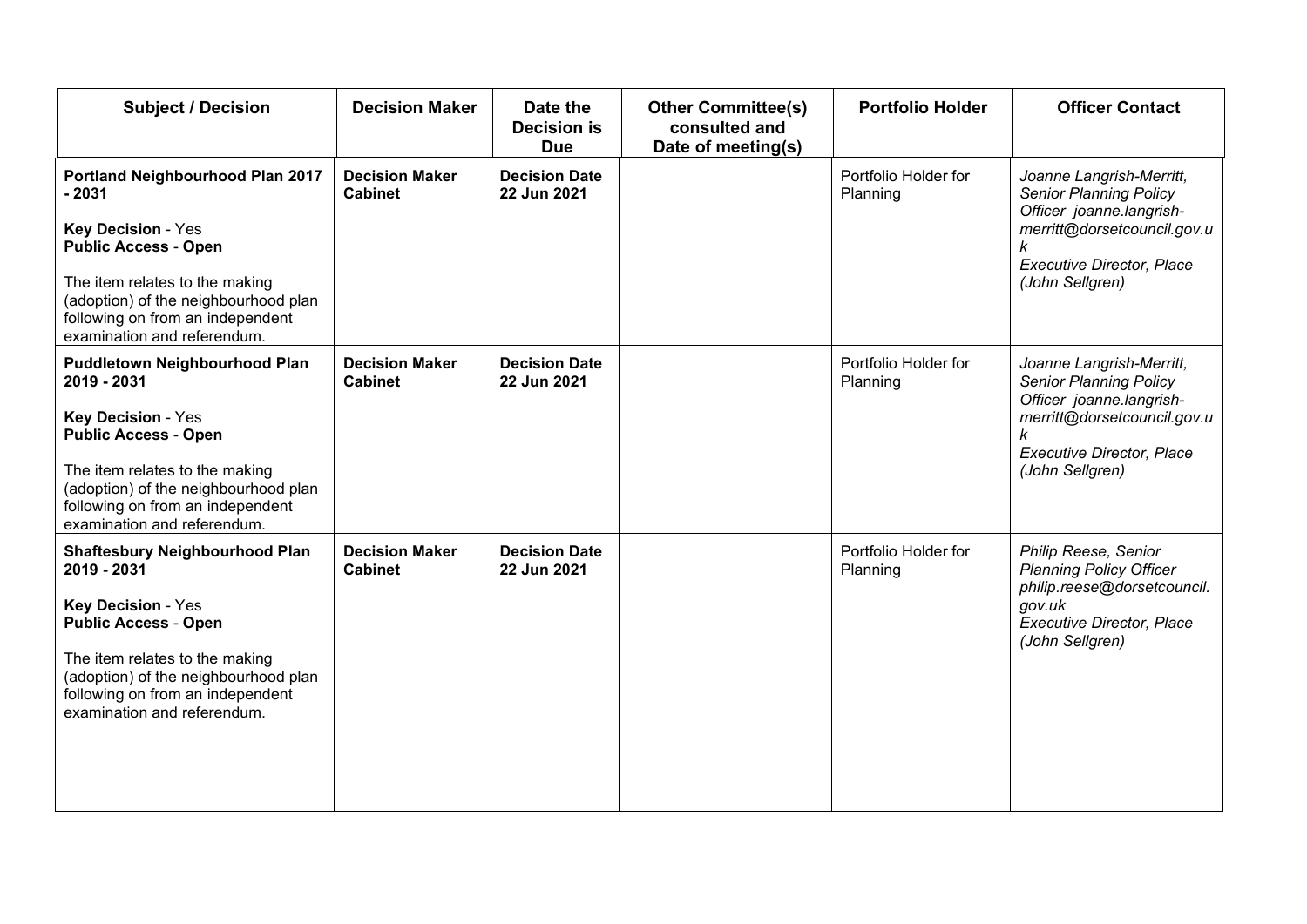| Subject / Decision | Decision Maker | Date the Decision is Due | Other Committee(s) consulted and Date of meeting(s) | Portfolio Holder | Officer Contact |
|---|---|---|---|---|---|
| **Portland Neighbourhood Plan 2017 - 2031**<br><br>**Key Decision** - Yes<br>**Public Access** - **Open**<br><br>The item relates to the making (adoption) of the neighbourhood plan following on from an independent examination and referendum. | **Decision Maker Cabinet** | **Decision Date 22 Jun 2021** | | Portfolio Holder for Planning | *Joanne Langrish-Merritt, Senior Planning Policy Officer joanne.langrish-merritt@dorsetcouncil.gov.uk*<br>*Executive Director, Place (John Sellgren)* |
| **Puddletown Neighbourhood Plan 2019 - 2031**<br><br>**Key Decision** - Yes<br>**Public Access** - **Open**<br><br>The item relates to the making (adoption) of the neighbourhood plan following on from an independent examination and referendum. | **Decision Maker Cabinet** | **Decision Date 22 Jun 2021** | | Portfolio Holder for Planning | *Joanne Langrish-Merritt, Senior Planning Policy Officer joanne.langrish-merritt@dorsetcouncil.gov.uk*<br>*Executive Director, Place (John Sellgren)* |
| **Shaftesbury Neighbourhood Plan 2019 - 2031**<br><br>**Key Decision** - Yes<br>**Public Access** - **Open**<br><br>The item relates to the making (adoption) of the neighbourhood plan following on from an independent examination and referendum. | **Decision Maker Cabinet** | **Decision Date 22 Jun 2021** | | Portfolio Holder for Planning | *Philip Reese, Senior Planning Policy Officer philip.reese@dorsetcouncil.gov.uk*<br>*Executive Director, Place (John Sellgren)* |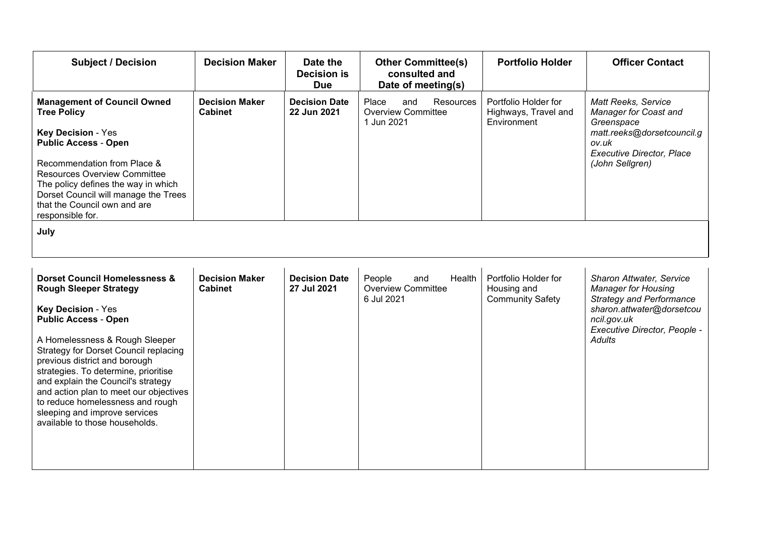| Subject / Decision | Decision Maker | Date the Decision is Due | Other Committee(s) consulted and Date of meeting(s) | Portfolio Holder | Officer Contact |
|---|---|---|---|---|---|
| **Management of Council Owned Tree Policy**<br><br>**Key Decision** - Yes<br>**Public Access** - **Open**<br><br>Recommendation from Place & Resources Overview Committee<br>The policy defines the way in which Dorset Council will manage the Trees that the Council own and are responsible for. | **Decision Maker Cabinet** | **Decision Date 22 Jun 2021** | Place and Resources Overview Committee<br>1 Jun 2021 | Portfolio Holder for Highways, Travel and Environment | *Matt Reeks, Service Manager for Coast and Greenspace*<br>*matt.reeks@dorsetcouncil.gov.uk*<br>*Executive Director, Place (John Sellgren)* |
| **July** | | | | | |
| **Dorset Council Homelessness & Rough Sleeper Strategy**<br><br>**Key Decision** - Yes<br>**Public Access** - **Open**<br><br>A Homelessness & Rough Sleeper Strategy for Dorset Council replacing previous district and borough strategies. To determine, prioritise and explain the Council's strategy and action plan to meet our objectives to reduce homelessness and rough sleeping and improve services available to those households. | **Decision Maker Cabinet** | **Decision Date 27 Jul 2021** | People and Health Overview Committee<br>6 Jul 2021 | Portfolio Holder for Housing and Community Safety | *Sharon Attwater, Service Manager for Housing Strategy and Performance*<br>*sharon.attwater@dorsetcouncil.gov.uk*<br>*Executive Director, People - Adults* |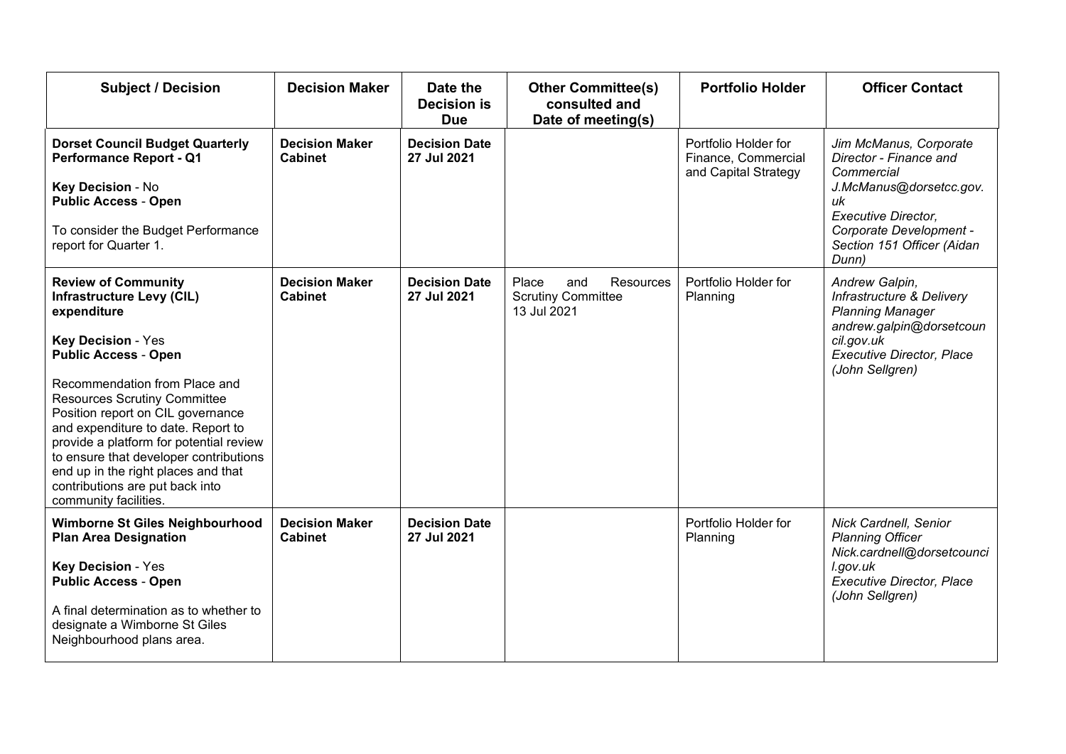| Subject / Decision | Decision Maker | Date the Decision is Due | Other Committee(s) consulted and Date of meeting(s) | Portfolio Holder | Officer Contact |
|---|---|---|---|---|---|
| **Dorset Council Budget Quarterly Performance Report - Q1**<br><br>**Key Decision** - No<br>**Public Access** - **Open**<br><br>To consider the Budget Performance report for Quarter 1. | **Decision Maker Cabinet** | **Decision Date 27 Jul 2021** | | Portfolio Holder for Finance, Commercial and Capital Strategy | *Jim McManus, Corporate Director - Finance and Commercial J.McManus@dorsetcc.gov.uk*<br>*Executive Director, Corporate Development - Section 151 Officer (Aidan Dunn)* |
| **Review of Community Infrastructure Levy (CIL) expenditure**<br><br>**Key Decision** - Yes<br>**Public Access** - **Open**<br><br>Recommendation from Place and Resources Scrutiny Committee Position report on CIL governance and expenditure to date. Report to provide a platform for potential review to ensure that developer contributions end up in the right places and that contributions are put back into community facilities. | **Decision Maker Cabinet** | **Decision Date 27 Jul 2021** | Place and Resources Scrutiny Committee 13 Jul 2021 | Portfolio Holder for Planning | *Andrew Galpin, Infrastructure & Delivery Planning Manager andrew.galpin@dorsetcouncil.gov.uk*<br>*Executive Director, Place (John Sellgren)* |
| **Wimborne St Giles Neighbourhood Plan Area Designation**<br><br>**Key Decision** - Yes<br>**Public Access** - **Open**<br><br>A final determination as to whether to designate a Wimborne St Giles Neighbourhood plans area. | **Decision Maker Cabinet** | **Decision Date 27 Jul 2021** | | Portfolio Holder for Planning | *Nick Cardnell, Senior Planning Officer Nick.cardnell@dorsetcouncil.gov.uk*<br>*Executive Director, Place (John Sellgren)* |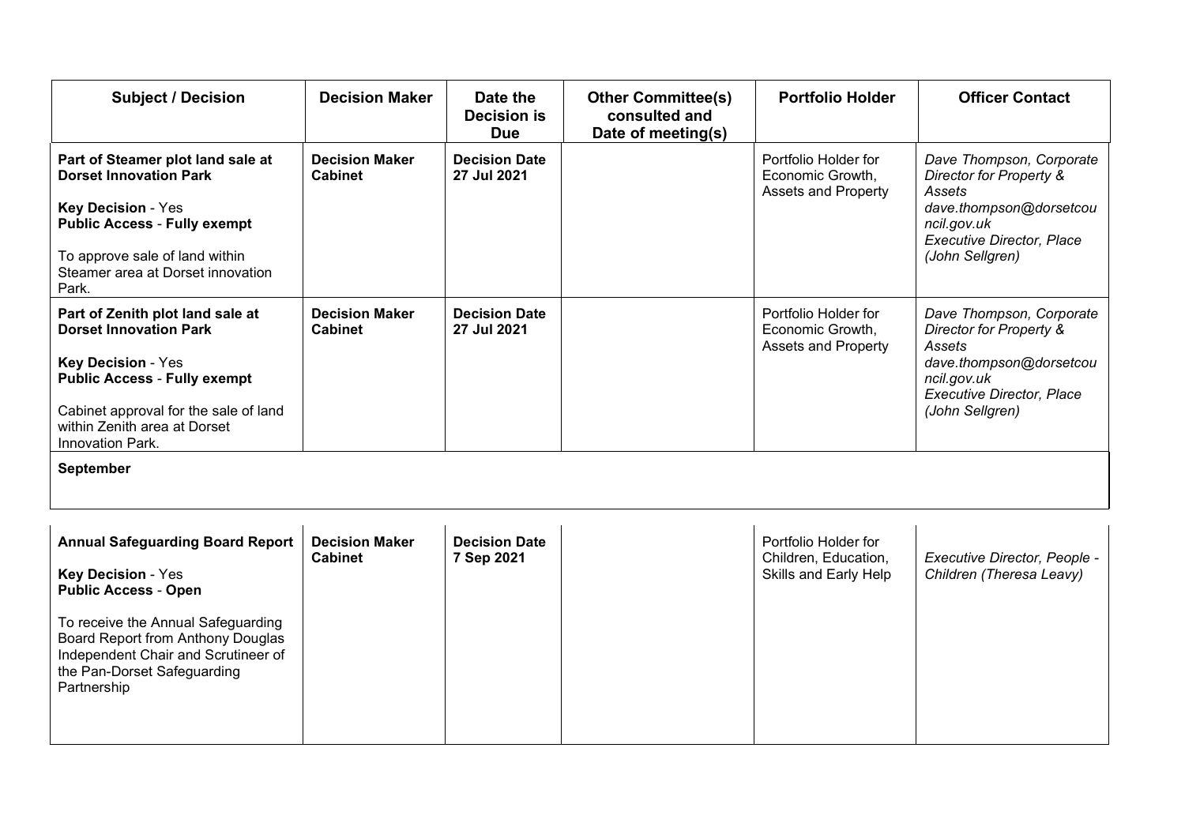| Subject / Decision | Decision Maker | Date the Decision is Due | Other Committee(s) consulted and Date of meeting(s) | Portfolio Holder | Officer Contact |
|---|---|---|---|---|---|
| **Part of Steamer plot land sale at Dorset Innovation Park**<br><br>**Key Decision** - Yes<br>**Public Access** - **Fully exempt**<br><br>To approve sale of land within Steamer area at Dorset innovation Park. | **Decision Maker Cabinet** | **Decision Date 27 Jul 2021** | | Portfolio Holder for Economic Growth, Assets and Property | *Dave Thompson, Corporate Director for Property & Assets dave.thompson@dorsetcouncil.gov.uk Executive Director, Place (John Sellgren)* |
| **Part of Zenith plot land sale at Dorset Innovation Park**<br><br>**Key Decision** - Yes<br>**Public Access** - **Fully exempt**<br><br>Cabinet approval for the sale of land within Zenith area at Dorset Innovation Park. | **Decision Maker Cabinet** | **Decision Date 27 Jul 2021** | | Portfolio Holder for Economic Growth, Assets and Property | *Dave Thompson, Corporate Director for Property & Assets dave.thompson@dorsetcouncil.gov.uk Executive Director, Place (John Sellgren)* |
| **September** | | | | | |
| **Annual Safeguarding Board Report**<br><br>**Key Decision** - Yes<br>**Public Access** - **Open**<br><br>To receive the Annual Safeguarding Board Report from Anthony Douglas Independent Chair and Scrutineer of the Pan-Dorset Safeguarding Partnership | **Decision Maker Cabinet** | **Decision Date 7 Sep 2021** | | Portfolio Holder for Children, Education, Skills and Early Help | *Executive Director, People - Children (Theresa Leavy)* |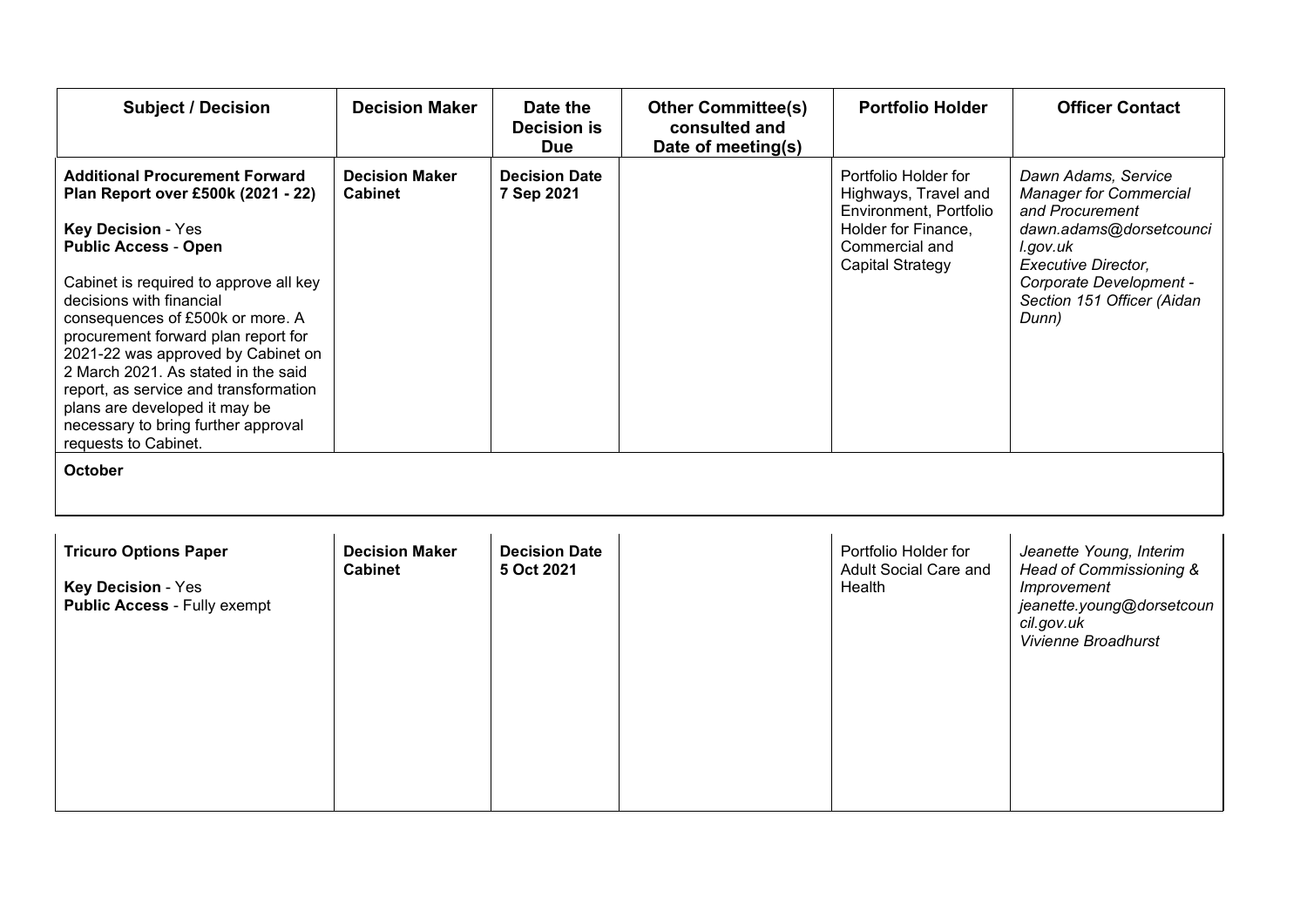| Subject / Decision | Decision Maker | Date the Decision is Due | Other Committee(s) consulted and Date of meeting(s) | Portfolio Holder | Officer Contact |
|---|---|---|---|---|---|
| **Additional Procurement Forward Plan Report over £500k (2021 - 22)**<br><br>**Key Decision** - Yes<br>**Public Access** - **Open**<br><br>Cabinet is required to approve all key decisions with financial consequences of £500k or more. A procurement forward plan report for 2021-22 was approved by Cabinet on 2 March 2021. As stated in the said report, as service and transformation plans are developed it may be necessary to bring further approval requests to Cabinet. | **Decision Maker Cabinet** | **Decision Date 7 Sep 2021** | | Portfolio Holder for Highways, Travel and Environment, Portfolio Holder for Finance, Commercial and Capital Strategy | *Dawn Adams, Service Manager for Commercial and Procurement dawn.adams@dorsetcouncil.gov.uk Executive Director, Corporate Development - Section 151 Officer (Aidan Dunn)* |
| **October** | | | | | |
| **Tricuro Options Paper**<br><br>**Key Decision** - Yes<br>**Public Access** - Fully exempt | **Decision Maker Cabinet** | **Decision Date 5 Oct 2021** | | Portfolio Holder for Adult Social Care and Health | *Jeanette Young, Interim Head of Commissioning & Improvement jeanette.young@dorsetcouncil.gov.uk Vivienne Broadhurst* |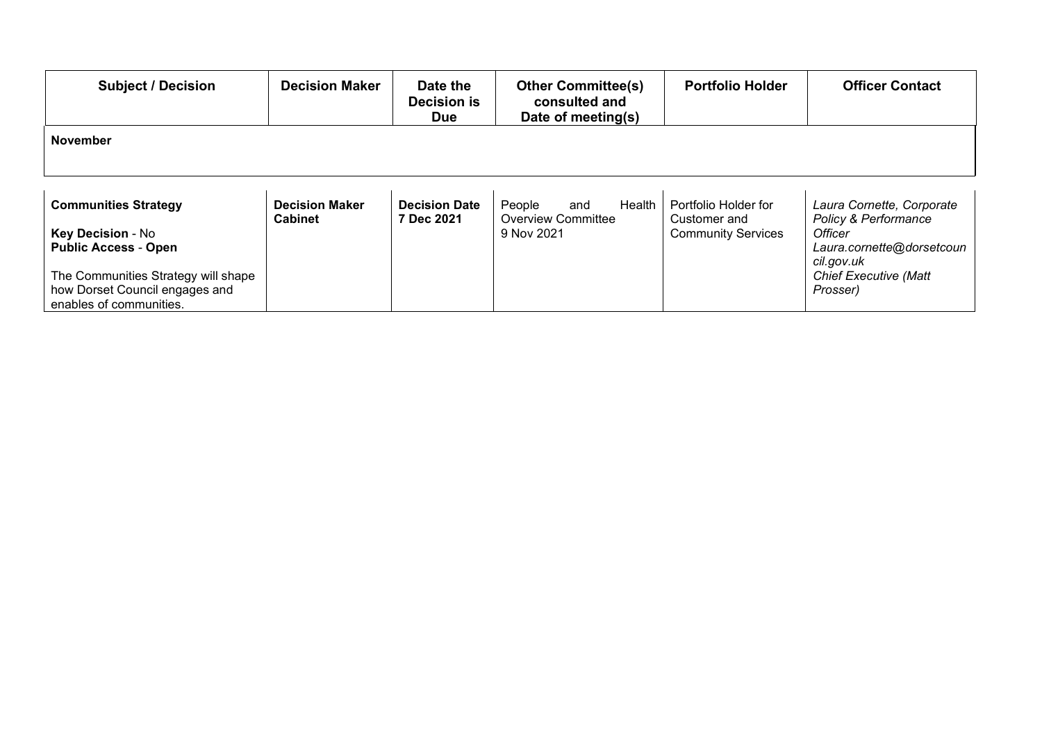| Subject / Decision | Decision Maker | Date the Decision is Due | Other Committee(s) consulted and Date of meeting(s) | Portfolio Holder | Officer Contact |
|---|---|---|---|---|---|
| **November** | | | | | |
| **Communities Strategy**<br><br>**Key Decision** - No<br>**Public Access** - **Open**<br><br>The Communities Strategy will shape how Dorset Council engages and enables of communities. | **Decision Maker Cabinet** | **Decision Date 7 Dec 2021** | People and Health Overview Committee 9 Nov 2021 | Portfolio Holder for Customer and Community Services | *Laura Cornette, Corporate Policy & Performance Officer*<br>*Laura.cornette@dorsetcouncil.gov.uk*<br>*Chief Executive (Matt Prosser)* |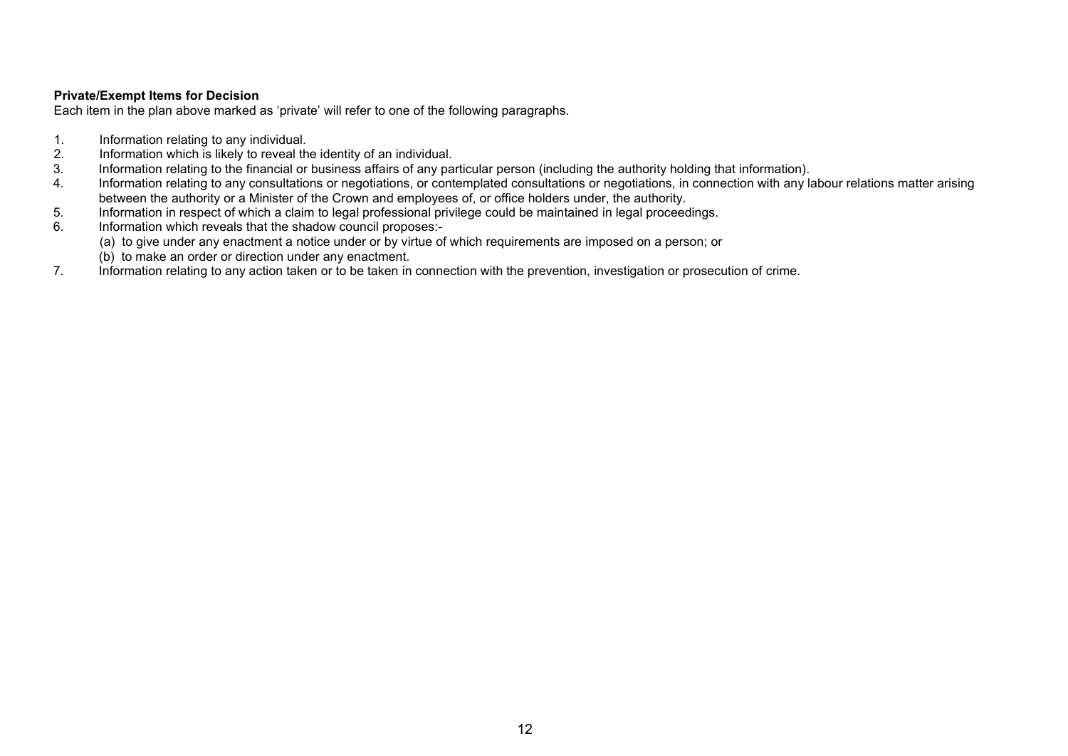**Private/Exempt Items for Decision**

Each item in the plan above marked as 'private' will refer to one of the following paragraphs.

1. Information relating to any individual.
2. Information which is likely to reveal the identity of an individual.
3. Information relating to the financial or business affairs of any particular person (including the authority holding that information).
4. Information relating to any consultations or negotiations, or contemplated consultations or negotiations, in connection with any labour relations matter arising between the authority or a Minister of the Crown and employees of, or office holders under, the authority.
5. Information in respect of which a claim to legal professional privilege could be maintained in legal proceedings.
6. Information which reveals that the shadow council proposes:-
   (a) to give under any enactment a notice under or by virtue of which requirements are imposed on a person; or
   (b) to make an order or direction under any enactment.
7. Information relating to any action taken or to be taken in connection with the prevention, investigation or prosecution of crime.